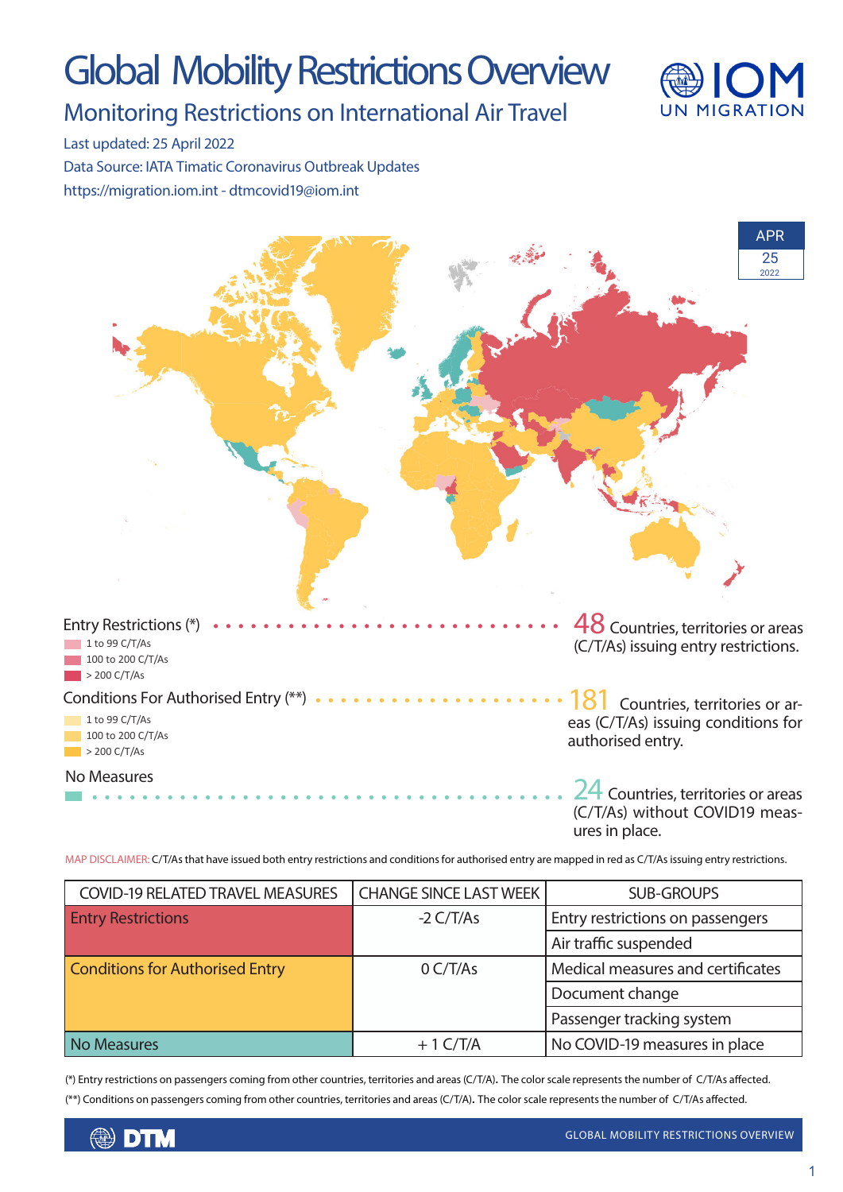# Global Mobility Restrictions Overview

## Monitoring Restrictions on International Air Travel

Last updated: 25 April 2022

Data Source: IATA Timatic Coronavirus Outbreak Updates

https://migration.iom.int - dtmcovid19@iom.int

APR 25 2022

Entry Restrictions (*)
- 1 to 99 C/T/As
- 100 to 200 C/T/As
- > 200 C/T/As

**48** Countries, territories or areas (C/T/As) issuing entry restrictions.

Conditions For Authorised Entry (**)
- 1 to 99 C/T/As
- 100 to 200 C/T/As
- > 200 C/T/As

**181** Countries, territories or areas (C/T/As) issuing conditions for authorised entry.

No Measures

**24** Countries, territories or areas (C/T/As) without COVID19 measures in place.

MAP DISCLAIMER: C/T/As that have issued both entry restrictions and conditions for authorised entry are mapped in red as C/T/As issuing entry restrictions.

| COVID-19 RELATED TRAVEL MEASURES | CHANGE SINCE LAST WEEK | SUB-GROUPS |
|---|---|---|
| Entry Restrictions | -2 C/T/As | Entry restrictions on passengers |
| | | Air traffic suspended |
| Conditions for Authorised Entry | 0 C/T/As | Medical measures and certificates |
| | | Document change |
| | | Passenger tracking system |
| No Measures | + 1 C/T/A | No COVID-19 measures in place |

(*) Entry restrictions on passengers coming from other countries, territories and areas (C/T/A). The color scale represents the number of C/T/As affected.

(**) Conditions on passengers coming from other countries, territories and areas (C/T/A). The color scale represents the number of C/T/As affected.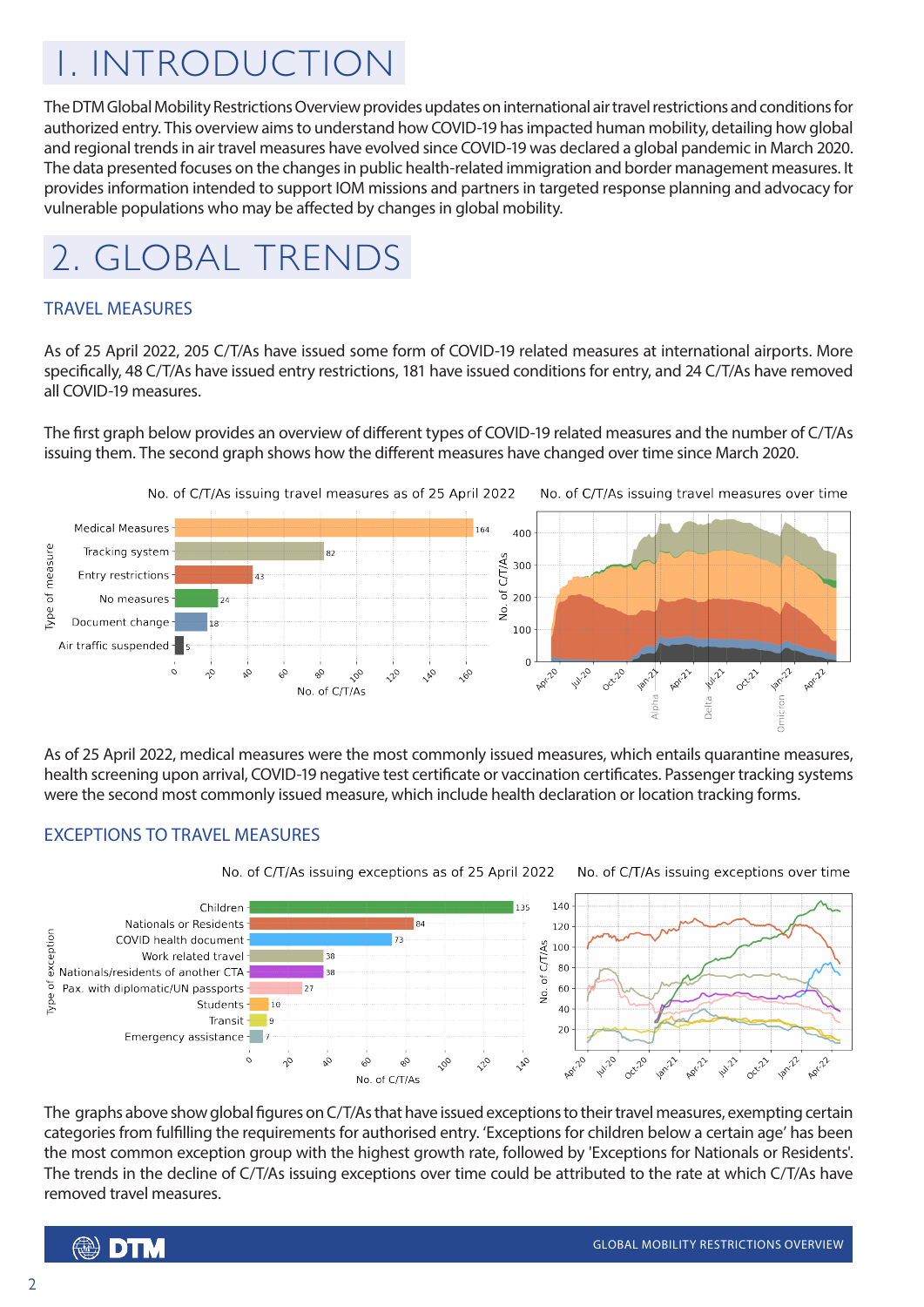# 1. INTRODUCTION

The DTM Global Mobility Restrictions Overview provides updates on international air travel restrictions and conditions for authorized entry. This overview aims to understand how COVID-19 has impacted human mobility, detailing how global and regional trends in air travel measures have evolved since COVID-19 was declared a global pandemic in March 2020. The data presented focuses on the changes in public health-related immigration and border management measures. It provides information intended to support IOM missions and partners in targeted response planning and advocacy for vulnerable populations who may be affected by changes in global mobility.

# 2. GLOBAL TRENDS

## TRAVEL MEASURES

As of 25 April 2022, 205 C/T/As have issued some form of COVID-19 related measures at international airports. More specifically, 48 C/T/As have issued entry restrictions, 181 have issued conditions for entry, and 24 C/T/As have removed all COVID-19 measures.

The first graph below provides an overview of different types of COVID-19 related measures and the number of C/T/As issuing them. The second graph shows how the different measures have changed over time since March 2020.

No. of C/T/As issuing travel measures as of 25 April 2022

| Type of measure | No. of C/T/As |
|---|---|
| Medical Measures | 164 |
| Tracking system | 82 |
| Entry restrictions | 43 |
| No measures | 24 |
| Document change | 18 |
| Air traffic suspended | 5 |

No. of C/T/As issuing travel measures over time

As of 25 April 2022, medical measures were the most commonly issued measures, which entails quarantine measures, health screening upon arrival, COVID-19 negative test certificate or vaccination certificates. Passenger tracking systems were the second most commonly issued measure, which include health declaration or location tracking forms.

## EXCEPTIONS TO TRAVEL MEASURES

No. of C/T/As issuing exceptions as of 25 April 2022

| Type of exception | No. of C/T/As |
|---|---|
| Children | 135 |
| Nationals or Residents | 84 |
| COVID health document | 73 |
| Work related travel | 38 |
| Nationals/residents of another CTA | 38 |
| Pax. with diplomatic/UN passports | 27 |
| Students | 10 |
| Transit | 9 |
| Emergency assistance | 7 |

No. of C/T/As issuing exceptions over time

The graphs above show global figures on C/T/As that have issued exceptions to their travel measures, exempting certain categories from fulfilling the requirements for authorised entry. 'Exceptions for children below a certain age' has been the most common exception group with the highest growth rate, followed by 'Exceptions for Nationals or Residents'. The trends in the decline of C/T/As issuing exceptions over time could be attributed to the rate at which C/T/As have removed travel measures.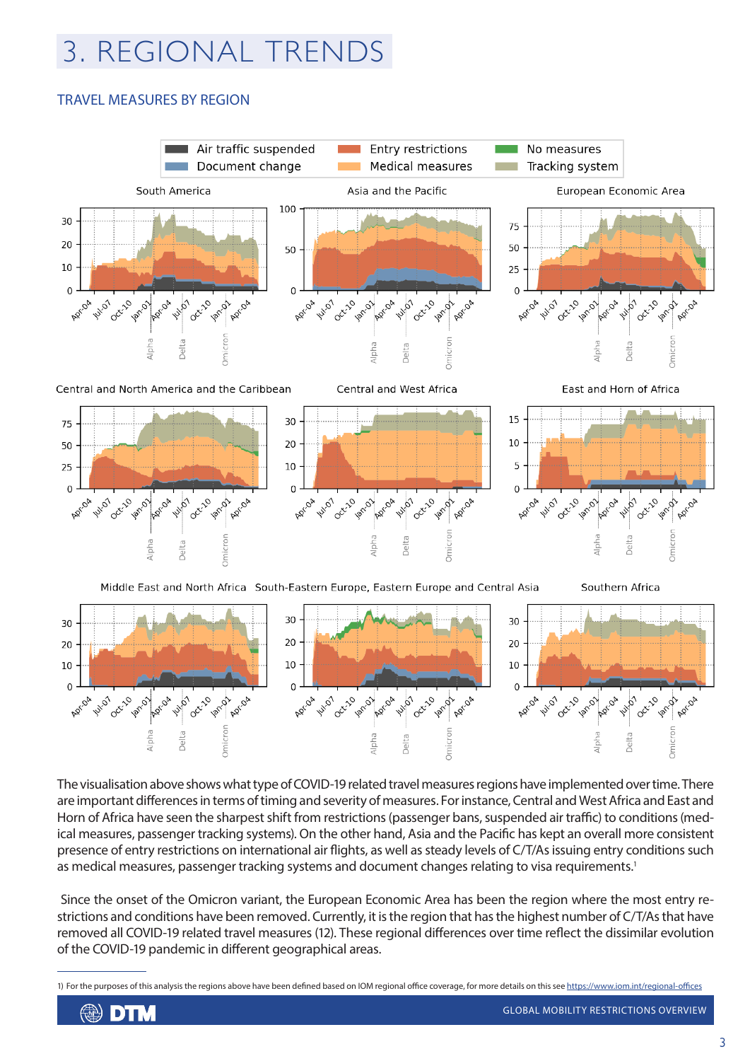# 3. REGIONAL TRENDS

## TRAVEL MEASURES BY REGION

Air traffic suspended
Document change
Entry restrictions
Medical measures
No measures
Tracking system

South America
Asia and the Pacific
European Economic Area
Central and North America and the Caribbean
Central and West Africa
East and Horn of Africa
Middle East and North Africa
South-Eastern Europe, Eastern Europe and Central Asia
Southern Africa

Apr-04
Jul-07
Oct-10
Jan-01
Alpha
Delta
Omicron

The visualisation above shows what type of COVID-19 related travel measures regions have implemented over time. There are important differences in terms of timing and severity of measures. For instance, Central and West Africa and East and Horn of Africa have seen the sharpest shift from restrictions (passenger bans, suspended air traffic) to conditions (medical measures, passenger tracking systems). On the other hand, Asia and the Pacific has kept an overall more consistent presence of entry restrictions on international air flights, as well as steady levels of C/T/As issuing entry conditions such as medical measures, passenger tracking systems and document changes relating to visa requirements.[1]

Since the onset of the Omicron variant, the European Economic Area has been the region where the most entry restrictions and conditions have been removed. Currently, it is the region that has the highest number of C/T/As that have removed all COVID-19 related travel measures (12). These regional differences over time reflect the dissimilar evolution of the COVID-19 pandemic in different geographical areas.

1) For the purposes of this analysis the regions above have been defined based on IOM regional office coverage, for more details on this see https://www.iom.int/regional-offices